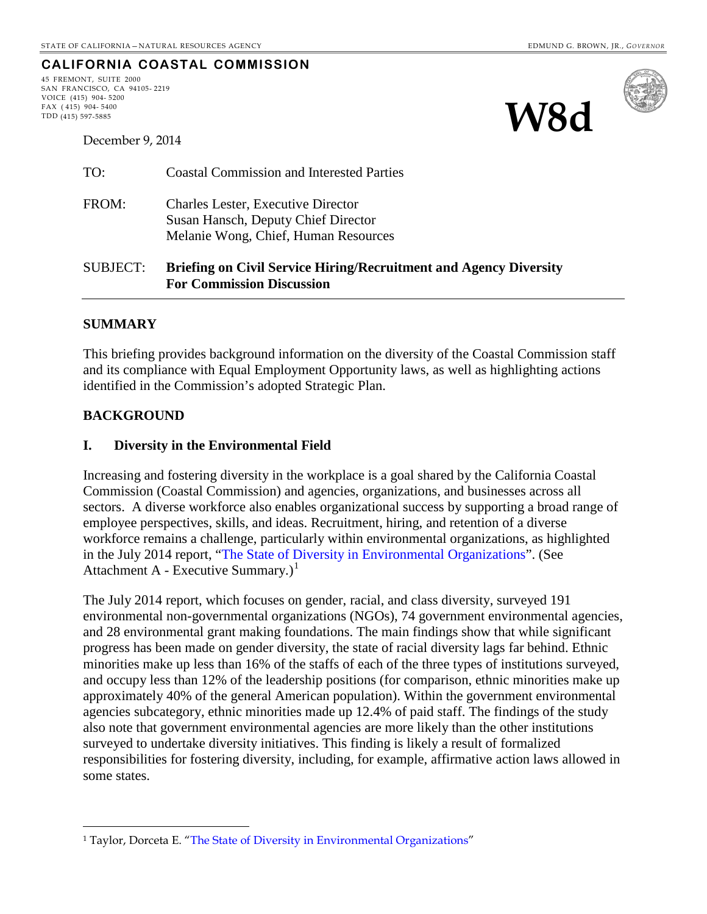STATE OF CALIFORNIA – NATURAL RESOURCES AGENCY

EDMUND G. BROWN, JR., *GOVERNOR*

**CALIFORNIA COASTAL COMMISSION**

45 FREMONT, SUITE 2000
SAN FRANCISCO, CA 94105-2219
VOICE (415) 904-5200
FAX (415) 904-5400
TDD (415) 597-5885

# W8d

December 9, 2014

TO: Coastal Commission and Interested Parties

FROM: Charles Lester, Executive Director
Susan Hansch, Deputy Chief Director
Melanie Wong, Chief, Human Resources

SUBJECT: **Briefing on Civil Service Hiring/Recruitment and Agency Diversity For Commission Discussion**

## SUMMARY

This briefing provides background information on the diversity of the Coastal Commission staff and its compliance with Equal Employment Opportunity laws, as well as highlighting actions identified in the Commission's adopted Strategic Plan.

## BACKGROUND

### I. Diversity in the Environmental Field

Increasing and fostering diversity in the workplace is a goal shared by the California Coastal Commission (Coastal Commission) and agencies, organizations, and businesses across all sectors. A diverse workforce also enables organizational success by supporting a broad range of employee perspectives, skills, and ideas. Recruitment, hiring, and retention of a diverse workforce remains a challenge, particularly within environmental organizations, as highlighted in the July 2014 report, "The State of Diversity in Environmental Organizations". (See Attachment A - Executive Summary.)[1]

The July 2014 report, which focuses on gender, racial, and class diversity, surveyed 191 environmental non-governmental organizations (NGOs), 74 government environmental agencies, and 28 environmental grant making foundations. The main findings show that while significant progress has been made on gender diversity, the state of racial diversity lags far behind. Ethnic minorities make up less than 16% of the staffs of each of the three types of institutions surveyed, and occupy less than 12% of the leadership positions (for comparison, ethnic minorities make up approximately 40% of the general American population). Within the government environmental agencies subcategory, ethnic minorities made up 12.4% of paid staff. The findings of the study also note that government environmental agencies are more likely than the other institutions surveyed to undertake diversity initiatives. This finding is likely a result of formalized responsibilities for fostering diversity, including, for example, affirmative action laws allowed in some states.

---

[1] Taylor, Dorceta E. "The State of Diversity in Environmental Organizations"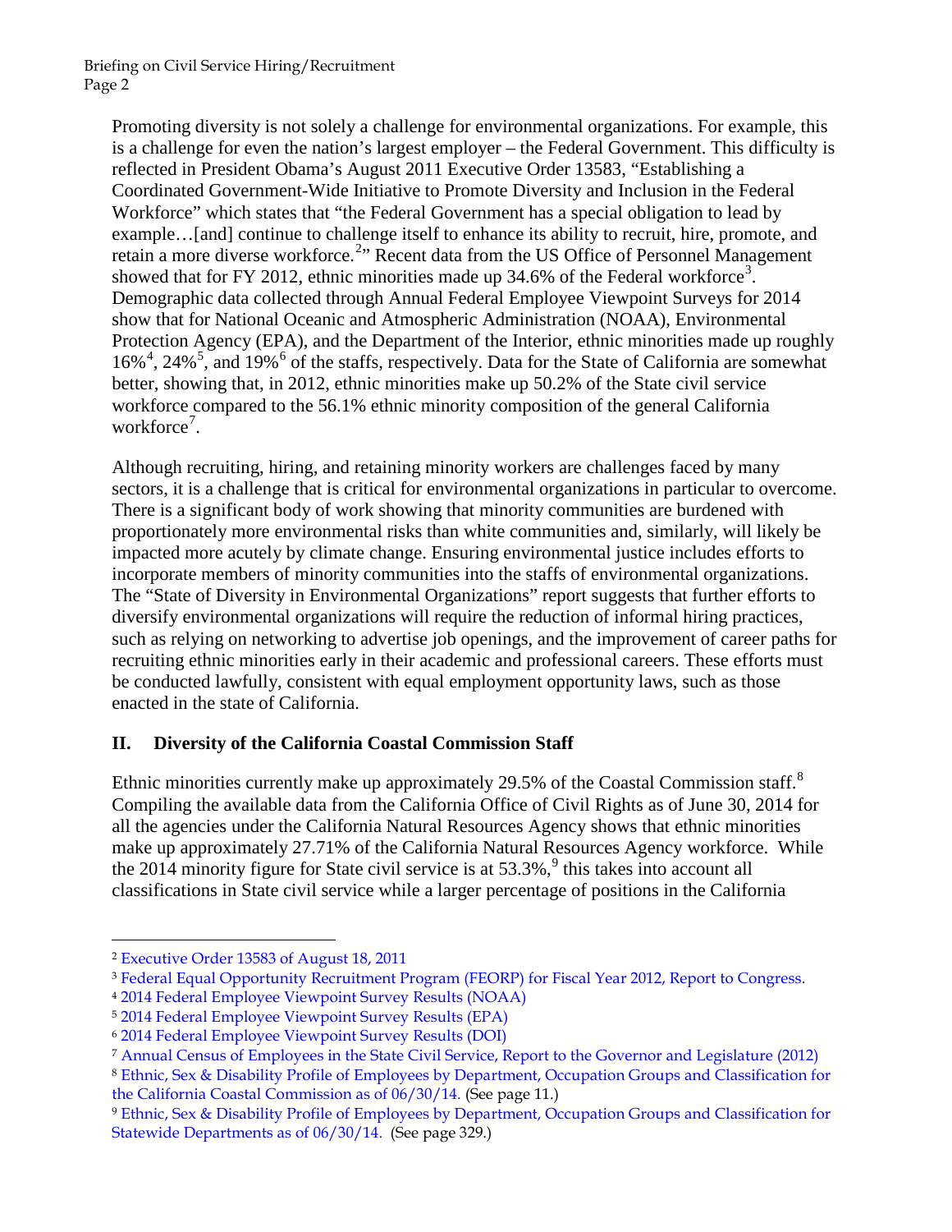Promoting diversity is not solely a challenge for environmental organizations. For example, this is a challenge for even the nation's largest employer – the Federal Government. This difficulty is reflected in President Obama's August 2011 Executive Order 13583, "Establishing a Coordinated Government-Wide Initiative to Promote Diversity and Inclusion in the Federal Workforce" which states that "the Federal Government has a special obligation to lead by example…[and] continue to challenge itself to enhance its ability to recruit, hire, promote, and retain a more diverse workforce.[2]" Recent data from the US Office of Personnel Management showed that for FY 2012, ethnic minorities made up 34.6% of the Federal workforce[3]. Demographic data collected through Annual Federal Employee Viewpoint Surveys for 2014 show that for National Oceanic and Atmospheric Administration (NOAA), Environmental Protection Agency (EPA), and the Department of the Interior, ethnic minorities made up roughly 16%[4], 24%[5], and 19%[6] of the staffs, respectively. Data for the State of California are somewhat better, showing that, in 2012, ethnic minorities make up 50.2% of the State civil service workforce compared to the 56.1% ethnic minority composition of the general California workforce[7].

Although recruiting, hiring, and retaining minority workers are challenges faced by many sectors, it is a challenge that is critical for environmental organizations in particular to overcome. There is a significant body of work showing that minority communities are burdened with proportionately more environmental risks than white communities and, similarly, will likely be impacted more acutely by climate change. Ensuring environmental justice includes efforts to incorporate members of minority communities into the staffs of environmental organizations. The "State of Diversity in Environmental Organizations" report suggests that further efforts to diversify environmental organizations will require the reduction of informal hiring practices, such as relying on networking to advertise job openings, and the improvement of career paths for recruiting ethnic minorities early in their academic and professional careers. These efforts must be conducted lawfully, consistent with equal employment opportunity laws, such as those enacted in the state of California.

## II. Diversity of the California Coastal Commission Staff

Ethnic minorities currently make up approximately 29.5% of the Coastal Commission staff.[8] Compiling the available data from the California Office of Civil Rights as of June 30, 2014 for all the agencies under the California Natural Resources Agency shows that ethnic minorities make up approximately 27.71% of the California Natural Resources Agency workforce. While the 2014 minority figure for State civil service is at 53.3%,[9] this takes into account all classifications in State civil service while a larger percentage of positions in the California

---

[2] Executive Order 13583 of August 18, 2011

[3] Federal Equal Opportunity Recruitment Program (FEORP) for Fiscal Year 2012, Report to Congress.

[4] 2014 Federal Employee Viewpoint Survey Results (NOAA)

[5] 2014 Federal Employee Viewpoint Survey Results (EPA)

[6] 2014 Federal Employee Viewpoint Survey Results (DOI)

[7] Annual Census of Employees in the State Civil Service, Report to the Governor and Legislature (2012)

[8] Ethnic, Sex & Disability Profile of Employees by Department, Occupation Groups and Classification for the California Coastal Commission as of 06/30/14. (See page 11.)

[9] Ethnic, Sex & Disability Profile of Employees by Department, Occupation Groups and Classification for Statewide Departments as of 06/30/14. (See page 329.)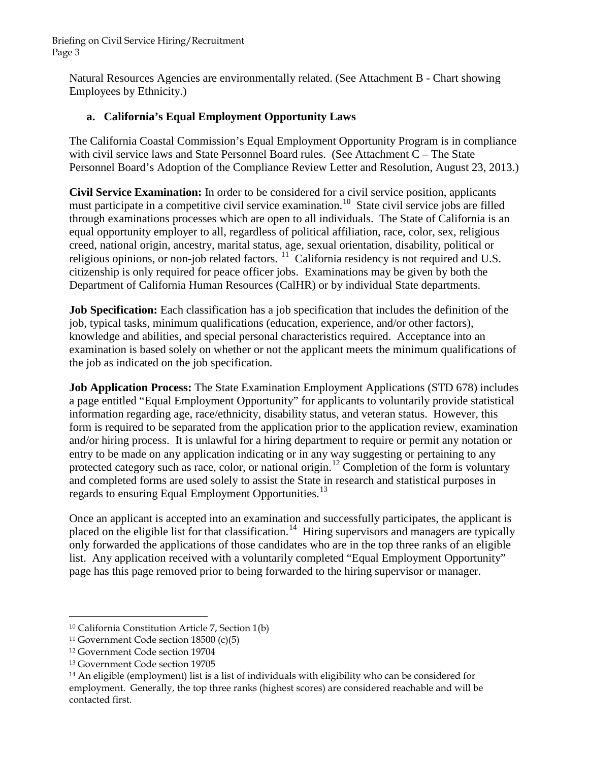Natural Resources Agencies are environmentally related. (See Attachment B - Chart showing Employees by Ethnicity.)

### a. California's Equal Employment Opportunity Laws

The California Coastal Commission's Equal Employment Opportunity Program is in compliance with civil service laws and State Personnel Board rules. (See Attachment C – The State Personnel Board's Adoption of the Compliance Review Letter and Resolution, August 23, 2013.)

**Civil Service Examination:** In order to be considered for a civil service position, applicants must participate in a competitive civil service examination.[10] State civil service jobs are filled through examinations processes which are open to all individuals. The State of California is an equal opportunity employer to all, regardless of political affiliation, race, color, sex, religious creed, national origin, ancestry, marital status, age, sexual orientation, disability, political or religious opinions, or non-job related factors.[11] California residency is not required and U.S. citizenship is only required for peace officer jobs. Examinations may be given by both the Department of California Human Resources (CalHR) or by individual State departments.

**Job Specification:** Each classification has a job specification that includes the definition of the job, typical tasks, minimum qualifications (education, experience, and/or other factors), knowledge and abilities, and special personal characteristics required. Acceptance into an examination is based solely on whether or not the applicant meets the minimum qualifications of the job as indicated on the job specification.

**Job Application Process:** The State Examination Employment Applications (STD 678) includes a page entitled "Equal Employment Opportunity" for applicants to voluntarily provide statistical information regarding age, race/ethnicity, disability status, and veteran status. However, this form is required to be separated from the application prior to the application review, examination and/or hiring process. It is unlawful for a hiring department to require or permit any notation or entry to be made on any application indicating or in any way suggesting or pertaining to any protected category such as race, color, or national origin.[12] Completion of the form is voluntary and completed forms are used solely to assist the State in research and statistical purposes in regards to ensuring Equal Employment Opportunities.[13]

Once an applicant is accepted into an examination and successfully participates, the applicant is placed on the eligible list for that classification.[14] Hiring supervisors and managers are typically only forwarded the applications of those candidates who are in the top three ranks of an eligible list. Any application received with a voluntarily completed "Equal Employment Opportunity" page has this page removed prior to being forwarded to the hiring supervisor or manager.

---

[10] California Constitution Article 7, Section 1(b)

[11] Government Code section 18500 (c)(5)

[12] Government Code section 19704

[13] Government Code section 19705

[14] An eligible (employment) list is a list of individuals with eligibility who can be considered for employment. Generally, the top three ranks (highest scores) are considered reachable and will be contacted first.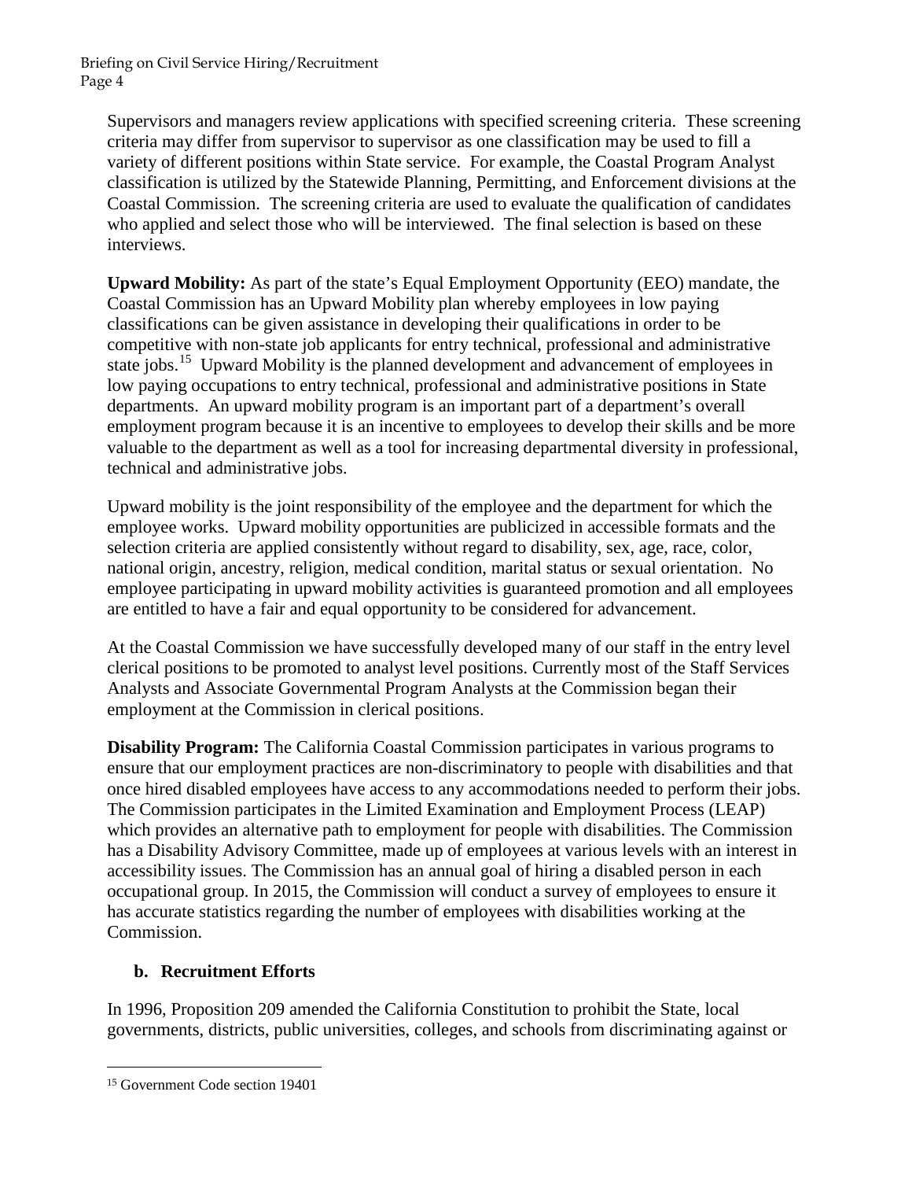Supervisors and managers review applications with specified screening criteria. These screening criteria may differ from supervisor to supervisor as one classification may be used to fill a variety of different positions within State service. For example, the Coastal Program Analyst classification is utilized by the Statewide Planning, Permitting, and Enforcement divisions at the Coastal Commission. The screening criteria are used to evaluate the qualification of candidates who applied and select those who will be interviewed. The final selection is based on these interviews.

**Upward Mobility:** As part of the state's Equal Employment Opportunity (EEO) mandate, the Coastal Commission has an Upward Mobility plan whereby employees in low paying classifications can be given assistance in developing their qualifications in order to be competitive with non-state job applicants for entry technical, professional and administrative state jobs.[15] Upward Mobility is the planned development and advancement of employees in low paying occupations to entry technical, professional and administrative positions in State departments. An upward mobility program is an important part of a department's overall employment program because it is an incentive to employees to develop their skills and be more valuable to the department as well as a tool for increasing departmental diversity in professional, technical and administrative jobs.

Upward mobility is the joint responsibility of the employee and the department for which the employee works. Upward mobility opportunities are publicized in accessible formats and the selection criteria are applied consistently without regard to disability, sex, age, race, color, national origin, ancestry, religion, medical condition, marital status or sexual orientation. No employee participating in upward mobility activities is guaranteed promotion and all employees are entitled to have a fair and equal opportunity to be considered for advancement.

At the Coastal Commission we have successfully developed many of our staff in the entry level clerical positions to be promoted to analyst level positions. Currently most of the Staff Services Analysts and Associate Governmental Program Analysts at the Commission began their employment at the Commission in clerical positions.

**Disability Program:** The California Coastal Commission participates in various programs to ensure that our employment practices are non-discriminatory to people with disabilities and that once hired disabled employees have access to any accommodations needed to perform their jobs. The Commission participates in the Limited Examination and Employment Process (LEAP) which provides an alternative path to employment for people with disabilities. The Commission has a Disability Advisory Committee, made up of employees at various levels with an interest in accessibility issues. The Commission has an annual goal of hiring a disabled person in each occupational group. In 2015, the Commission will conduct a survey of employees to ensure it has accurate statistics regarding the number of employees with disabilities working at the Commission.

### b. Recruitment Efforts

In 1996, Proposition 209 amended the California Constitution to prohibit the State, local governments, districts, public universities, colleges, and schools from discriminating against or

[15] Government Code section 19401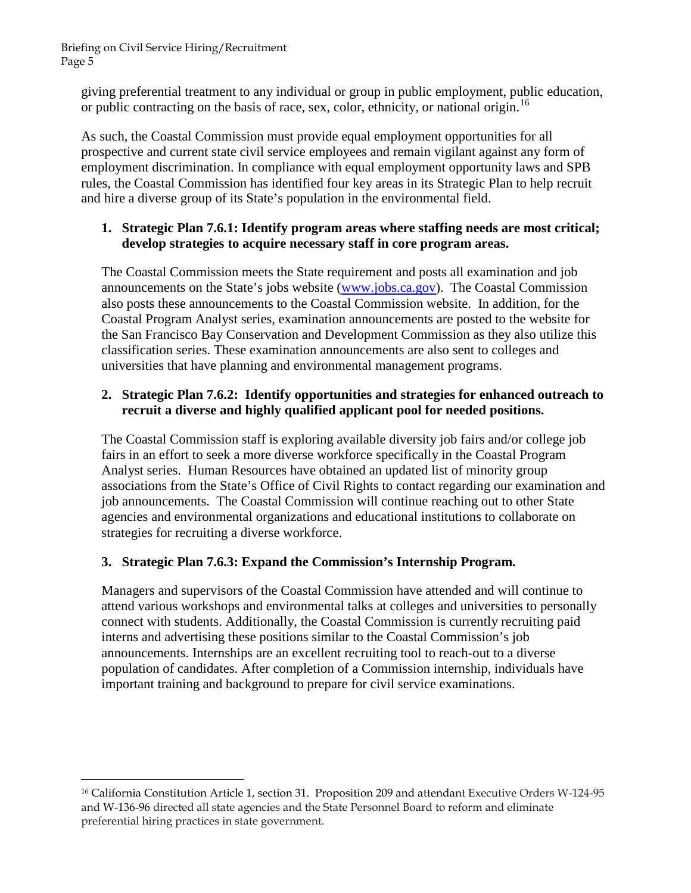giving preferential treatment to any individual or group in public employment, public education, or public contracting on the basis of race, sex, color, ethnicity, or national origin.[16]

As such, the Coastal Commission must provide equal employment opportunities for all prospective and current state civil service employees and remain vigilant against any form of employment discrimination. In compliance with equal employment opportunity laws and SPB rules, the Coastal Commission has identified four key areas in its Strategic Plan to help recruit and hire a diverse group of its State's population in the environmental field.

1. **Strategic Plan 7.6.1: Identify program areas where staffing needs are most critical; develop strategies to acquire necessary staff in core program areas.**

   The Coastal Commission meets the State requirement and posts all examination and job announcements on the State's jobs website (www.jobs.ca.gov). The Coastal Commission also posts these announcements to the Coastal Commission website. In addition, for the Coastal Program Analyst series, examination announcements are posted to the website for the San Francisco Bay Conservation and Development Commission as they also utilize this classification series. These examination announcements are also sent to colleges and universities that have planning and environmental management programs.

2. **Strategic Plan 7.6.2: Identify opportunities and strategies for enhanced outreach to recruit a diverse and highly qualified applicant pool for needed positions.**

   The Coastal Commission staff is exploring available diversity job fairs and/or college job fairs in an effort to seek a more diverse workforce specifically in the Coastal Program Analyst series. Human Resources have obtained an updated list of minority group associations from the State's Office of Civil Rights to contact regarding our examination and job announcements. The Coastal Commission will continue reaching out to other State agencies and environmental organizations and educational institutions to collaborate on strategies for recruiting a diverse workforce.

3. **Strategic Plan 7.6.3: Expand the Commission's Internship Program.**

   Managers and supervisors of the Coastal Commission have attended and will continue to attend various workshops and environmental talks at colleges and universities to personally connect with students. Additionally, the Coastal Commission is currently recruiting paid interns and advertising these positions similar to the Coastal Commission's job announcements. Internships are an excellent recruiting tool to reach-out to a diverse population of candidates. After completion of a Commission internship, individuals have important training and background to prepare for civil service examinations.

---

[16] California Constitution Article 1, section 31. Proposition 209 and attendant Executive Orders W-124-95 and W-136-96 directed all state agencies and the State Personnel Board to reform and eliminate preferential hiring practices in state government.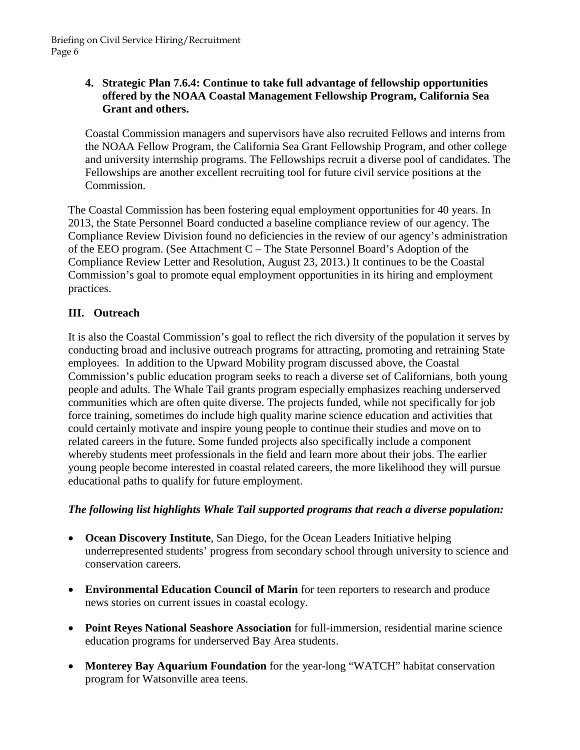4. **Strategic Plan 7.6.4: Continue to take full advantage of fellowship opportunities offered by the NOAA Coastal Management Fellowship Program, California Sea Grant and others.**

   Coastal Commission managers and supervisors have also recruited Fellows and interns from the NOAA Fellow Program, the California Sea Grant Fellowship Program, and other college and university internship programs. The Fellowships recruit a diverse pool of candidates. The Fellowships are another excellent recruiting tool for future civil service positions at the Commission.

The Coastal Commission has been fostering equal employment opportunities for 40 years. In 2013, the State Personnel Board conducted a baseline compliance review of our agency. The Compliance Review Division found no deficiencies in the review of our agency's administration of the EEO program. (See Attachment C – The State Personnel Board's Adoption of the Compliance Review Letter and Resolution, August 23, 2013.) It continues to be the Coastal Commission's goal to promote equal employment opportunities in its hiring and employment practices.

## III. Outreach

It is also the Coastal Commission's goal to reflect the rich diversity of the population it serves by conducting broad and inclusive outreach programs for attracting, promoting and retraining State employees. In addition to the Upward Mobility program discussed above, the Coastal Commission's public education program seeks to reach a diverse set of Californians, both young people and adults. The Whale Tail grants program especially emphasizes reaching underserved communities which are often quite diverse. The projects funded, while not specifically for job force training, sometimes do include high quality marine science education and activities that could certainly motivate and inspire young people to continue their studies and move on to related careers in the future. Some funded projects also specifically include a component whereby students meet professionals in the field and learn more about their jobs. The earlier young people become interested in coastal related careers, the more likelihood they will pursue educational paths to qualify for future employment.

***The following list highlights Whale Tail supported programs that reach a diverse population:***

- **Ocean Discovery Institute**, San Diego, for the Ocean Leaders Initiative helping underrepresented students' progress from secondary school through university to science and conservation careers.
- **Environmental Education Council of Marin** for teen reporters to research and produce news stories on current issues in coastal ecology.
- **Point Reyes National Seashore Association** for full-immersion, residential marine science education programs for underserved Bay Area students.
- **Monterey Bay Aquarium Foundation** for the year-long "WATCH" habitat conservation program for Watsonville area teens.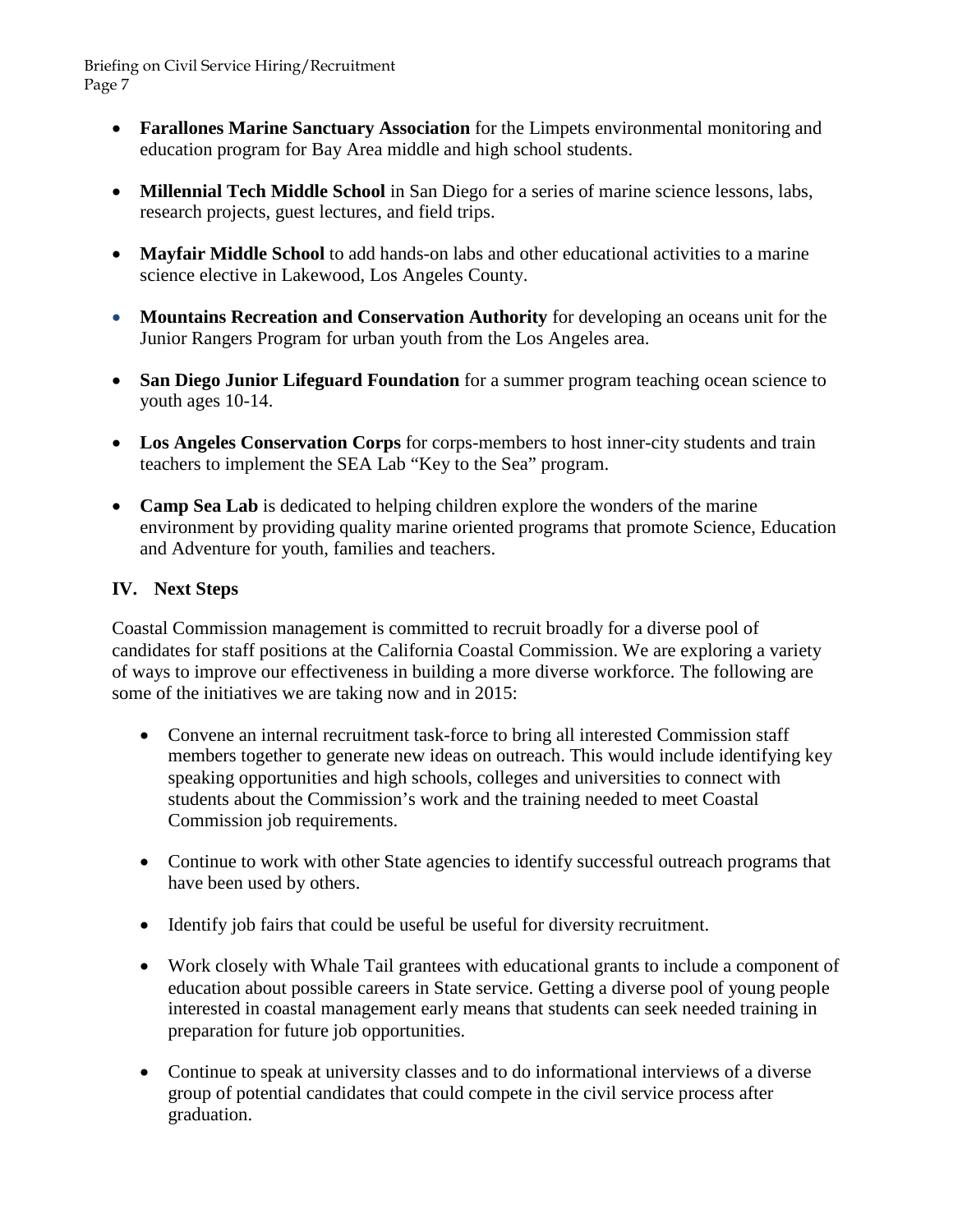- **Farallones Marine Sanctuary Association** for the Limpets environmental monitoring and education program for Bay Area middle and high school students.

- **Millennial Tech Middle School** in San Diego for a series of marine science lessons, labs, research projects, guest lectures, and field trips.

- **Mayfair Middle School** to add hands-on labs and other educational activities to a marine science elective in Lakewood, Los Angeles County.

- **Mountains Recreation and Conservation Authority** for developing an oceans unit for the Junior Rangers Program for urban youth from the Los Angeles area.

- **San Diego Junior Lifeguard Foundation** for a summer program teaching ocean science to youth ages 10-14.

- **Los Angeles Conservation Corps** for corps-members to host inner-city students and train teachers to implement the SEA Lab "Key to the Sea" program.

- **Camp Sea Lab** is dedicated to helping children explore the wonders of the marine environment by providing quality marine oriented programs that promote Science, Education and Adventure for youth, families and teachers.

## IV. Next Steps

Coastal Commission management is committed to recruit broadly for a diverse pool of candidates for staff positions at the California Coastal Commission. We are exploring a variety of ways to improve our effectiveness in building a more diverse workforce. The following are some of the initiatives we are taking now and in 2015:

- Convene an internal recruitment task-force to bring all interested Commission staff members together to generate new ideas on outreach. This would include identifying key speaking opportunities and high schools, colleges and universities to connect with students about the Commission's work and the training needed to meet Coastal Commission job requirements.

- Continue to work with other State agencies to identify successful outreach programs that have been used by others.

- Identify job fairs that could be useful be useful for diversity recruitment.

- Work closely with Whale Tail grantees with educational grants to include a component of education about possible careers in State service. Getting a diverse pool of young people interested in coastal management early means that students can seek needed training in preparation for future job opportunities.

- Continue to speak at university classes and to do informational interviews of a diverse group of potential candidates that could compete in the civil service process after graduation.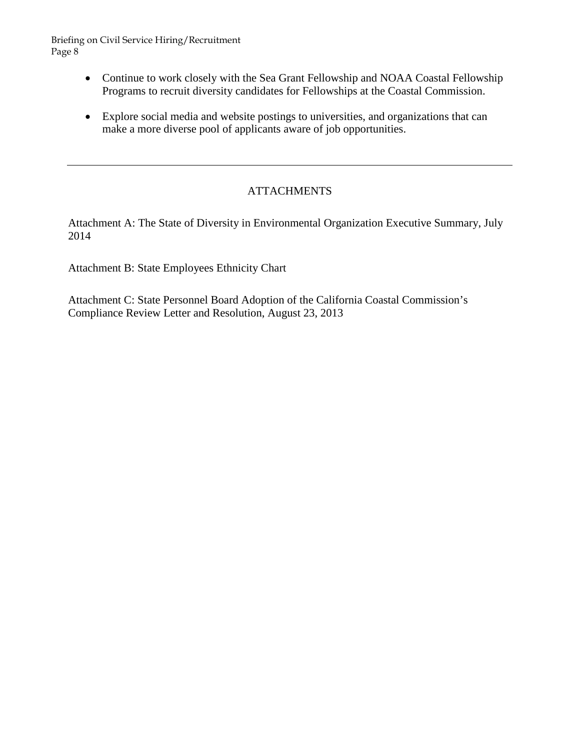- Continue to work closely with the Sea Grant Fellowship and NOAA Coastal Fellowship Programs to recruit diversity candidates for Fellowships at the Coastal Commission.

- Explore social media and website postings to universities, and organizations that can make a more diverse pool of applicants aware of job opportunities.

---

## ATTACHMENTS

Attachment A: The State of Diversity in Environmental Organization Executive Summary, July 2014

Attachment B: State Employees Ethnicity Chart

Attachment C: State Personnel Board Adoption of the California Coastal Commission's Compliance Review Letter and Resolution, August 23, 2013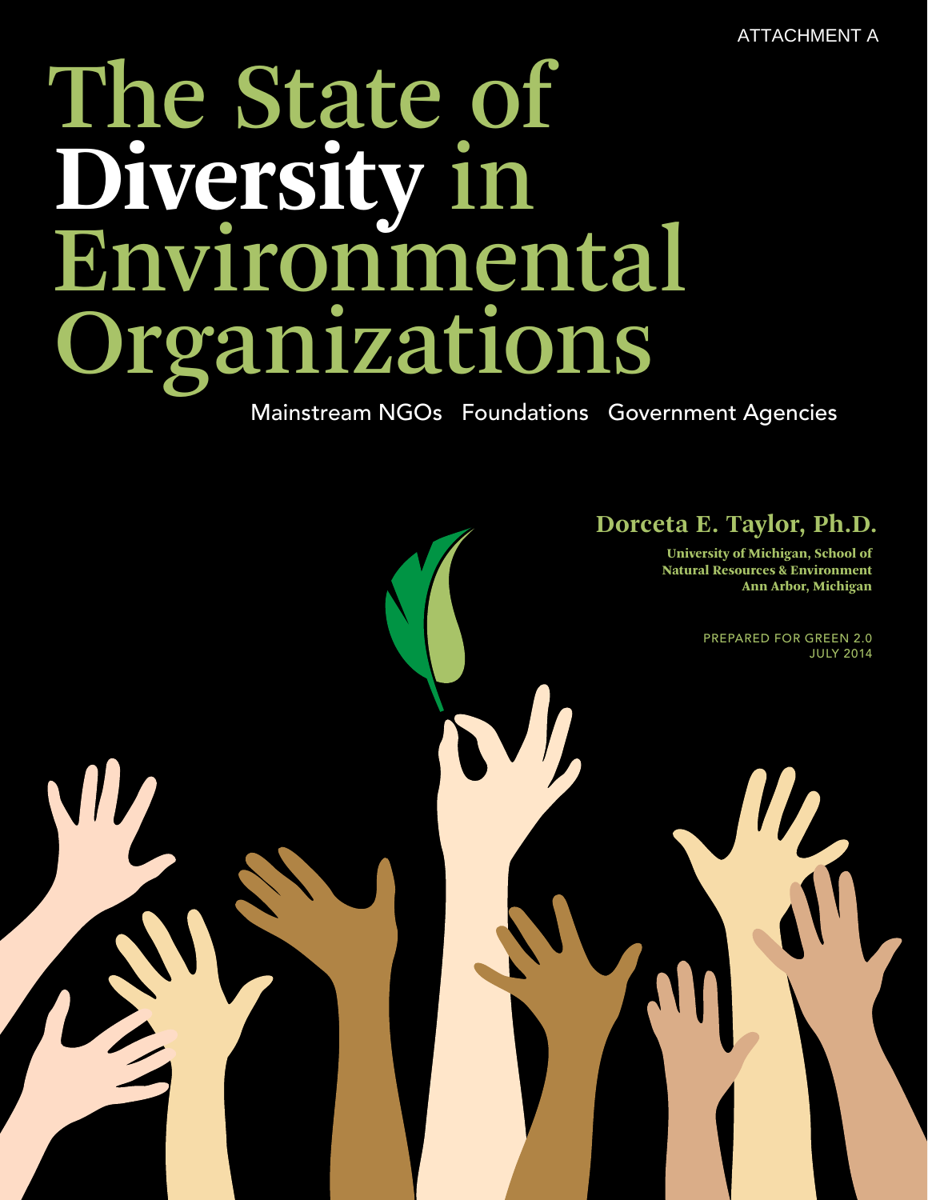ATTACHMENT A

# The State of **Diversity** in Environmental Organizations

Mainstream NGOs Foundations Government Agencies

**Dorceta E. Taylor, Ph.D.**

**University of Michigan, School of Natural Resources & Environment Ann Arbor, Michigan**

PREPARED FOR GREEN 2.0
JULY 2014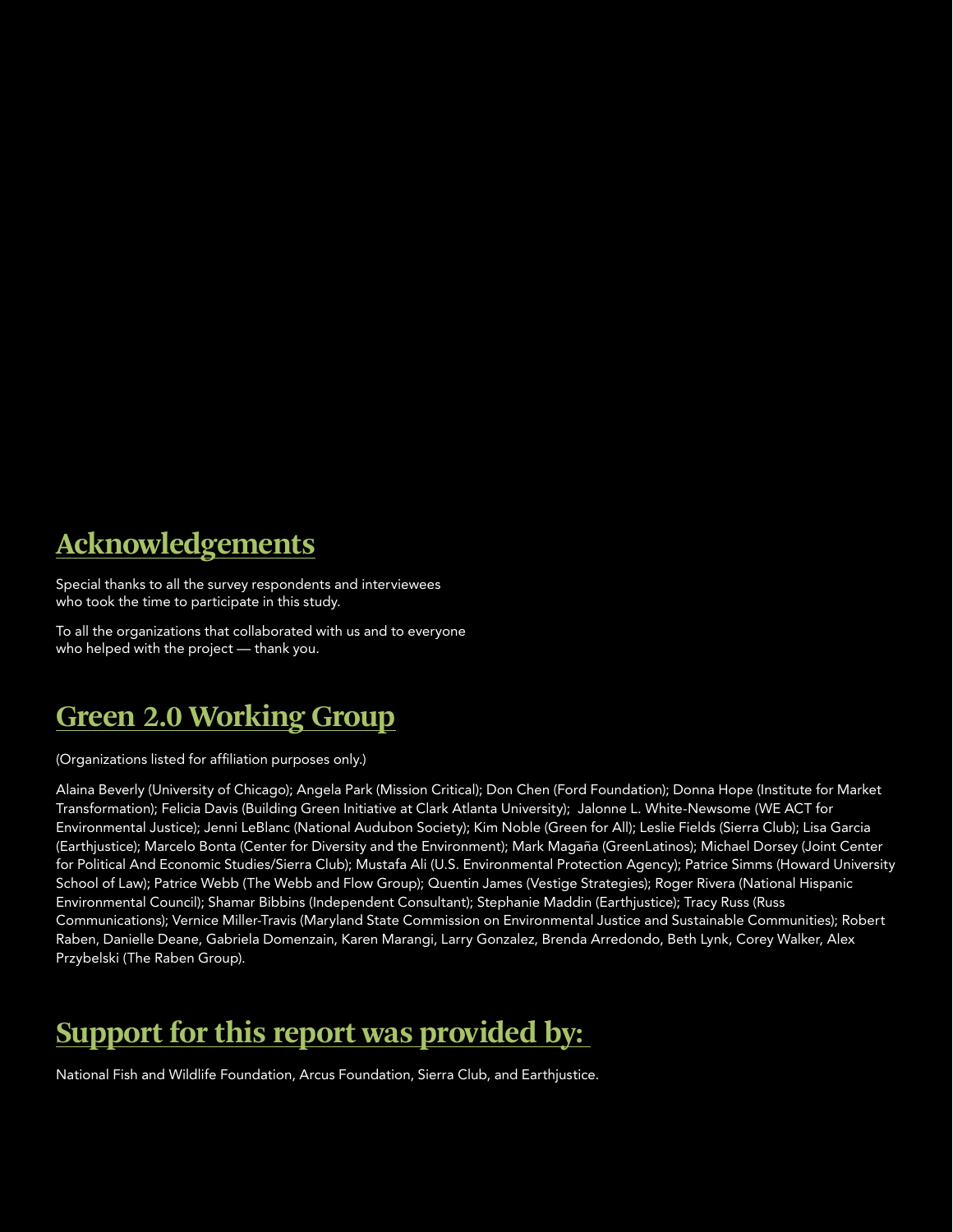## Acknowledgements

Special thanks to all the survey respondents and interviewees who took the time to participate in this study.

To all the organizations that collaborated with us and to everyone who helped with the project — thank you.

## Green 2.0 Working Group

(Organizations listed for affiliation purposes only.)

Alaina Beverly (University of Chicago); Angela Park (Mission Critical); Don Chen (Ford Foundation); Donna Hope (Institute for Market Transformation); Felicia Davis (Building Green Initiative at Clark Atlanta University); Jalonne L. White-Newsome (WE ACT for Environmental Justice); Jenni LeBlanc (National Audubon Society); Kim Noble (Green for All); Leslie Fields (Sierra Club); Lisa Garcia (Earthjustice); Marcelo Bonta (Center for Diversity and the Environment); Mark Magaña (GreenLatinos); Michael Dorsey (Joint Center for Political And Economic Studies/Sierra Club); Mustafa Ali (U.S. Environmental Protection Agency); Patrice Simms (Howard University School of Law); Patrice Webb (The Webb and Flow Group); Quentin James (Vestige Strategies); Roger Rivera (National Hispanic Environmental Council); Shamar Bibbins (Independent Consultant); Stephanie Maddin (Earthjustice); Tracy Russ (Russ Communications); Vernice Miller-Travis (Maryland State Commission on Environmental Justice and Sustainable Communities); Robert Raben, Danielle Deane, Gabriela Domenzain, Karen Marangi, Larry Gonzalez, Brenda Arredondo, Beth Lynk, Corey Walker, Alex Przybelski (The Raben Group).

## Support for this report was provided by:

National Fish and Wildlife Foundation, Arcus Foundation, Sierra Club, and Earthjustice.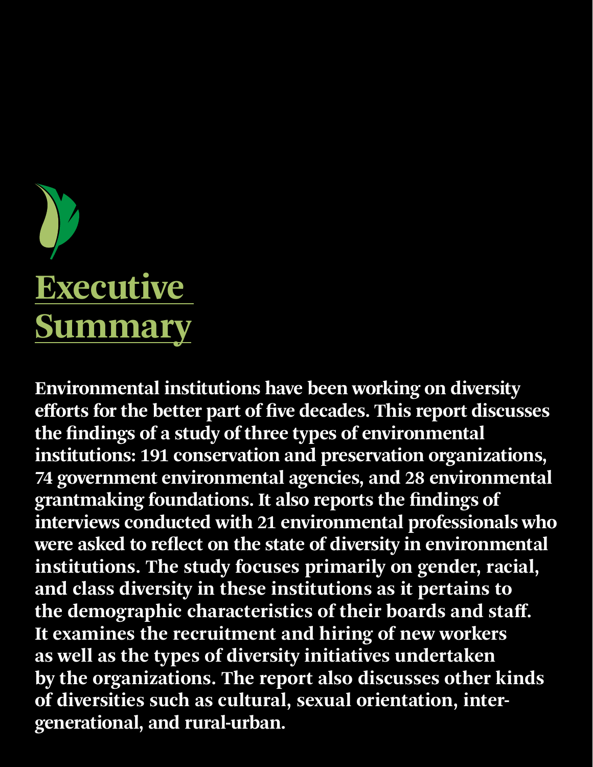# Executive Summary

**Environmental institutions have been working on diversity efforts for the better part of five decades. This report discusses the findings of a study of three types of environmental institutions: 191 conservation and preservation organizations, 74 government environmental agencies, and 28 environmental grantmaking foundations. It also reports the findings of interviews conducted with 21 environmental professionals who were asked to reflect on the state of diversity in environmental institutions. The study focuses primarily on gender, racial, and class diversity in these institutions as it pertains to the demographic characteristics of their boards and staff. It examines the recruitment and hiring of new workers as well as the types of diversity initiatives undertaken by the organizations. The report also discusses other kinds of diversities such as cultural, sexual orientation, inter-generational, and rural-urban.**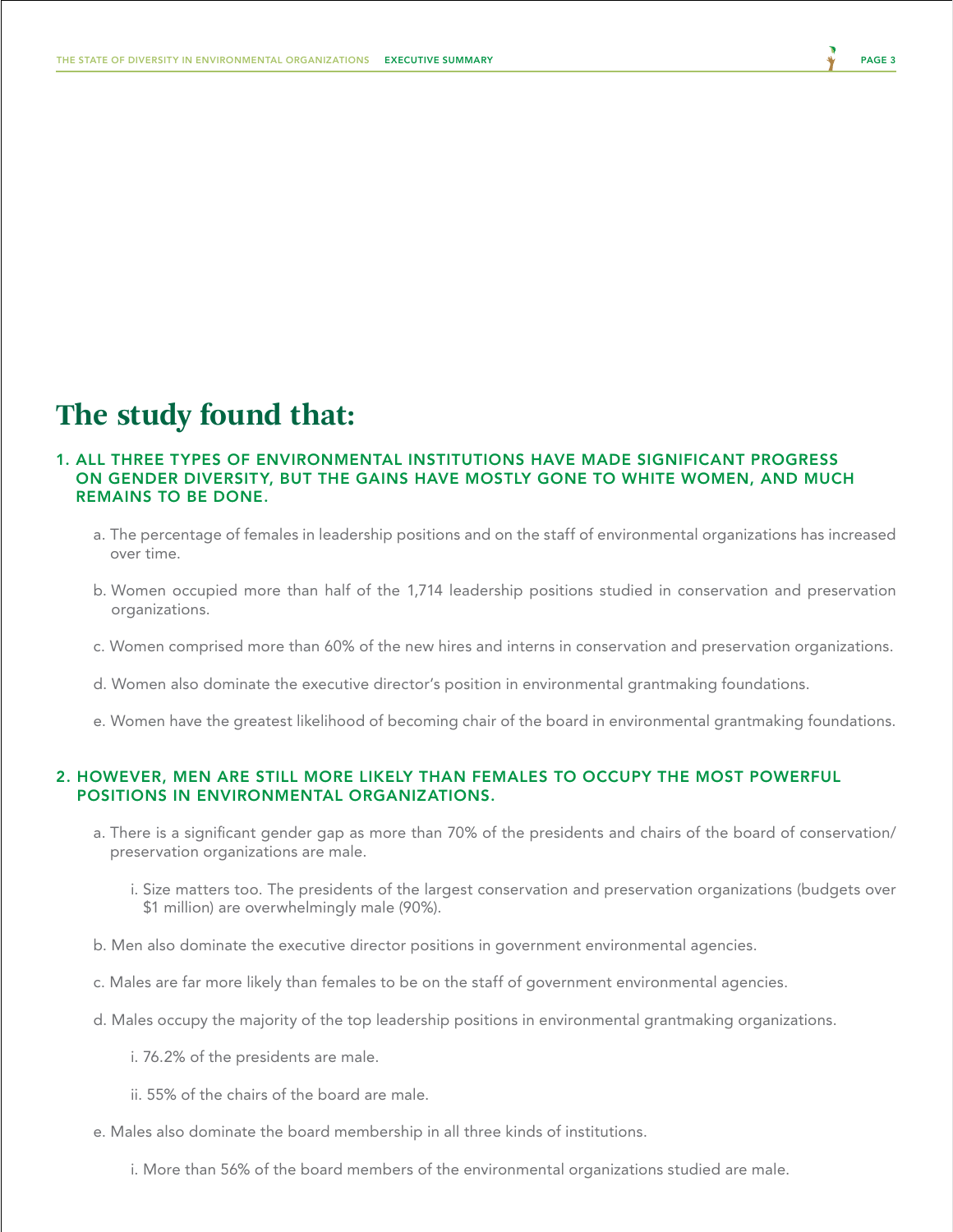# The study found that:

## 1. ALL THREE TYPES OF ENVIRONMENTAL INSTITUTIONS HAVE MADE SIGNIFICANT PROGRESS ON GENDER DIVERSITY, BUT THE GAINS HAVE MOSTLY GONE TO WHITE WOMEN, AND MUCH REMAINS TO BE DONE.

a. The percentage of females in leadership positions and on the staff of environmental organizations has increased over time.

b. Women occupied more than half of the 1,714 leadership positions studied in conservation and preservation organizations.

c. Women comprised more than 60% of the new hires and interns in conservation and preservation organizations.

d. Women also dominate the executive director's position in environmental grantmaking foundations.

e. Women have the greatest likelihood of becoming chair of the board in environmental grantmaking foundations.

## 2. HOWEVER, MEN ARE STILL MORE LIKELY THAN FEMALES TO OCCUPY THE MOST POWERFUL POSITIONS IN ENVIRONMENTAL ORGANIZATIONS.

a. There is a significant gender gap as more than 70% of the presidents and chairs of the board of conservation/preservation organizations are male.

   i. Size matters too. The presidents of the largest conservation and preservation organizations (budgets over $1 million) are overwhelmingly male (90%).

b. Men also dominate the executive director positions in government environmental agencies.

c. Males are far more likely than females to be on the staff of government environmental agencies.

d. Males occupy the majority of the top leadership positions in environmental grantmaking organizations.

   i. 76.2% of the presidents are male.

   ii. 55% of the chairs of the board are male.

e. Males also dominate the board membership in all three kinds of institutions.

   i. More than 56% of the board members of the environmental organizations studied are male.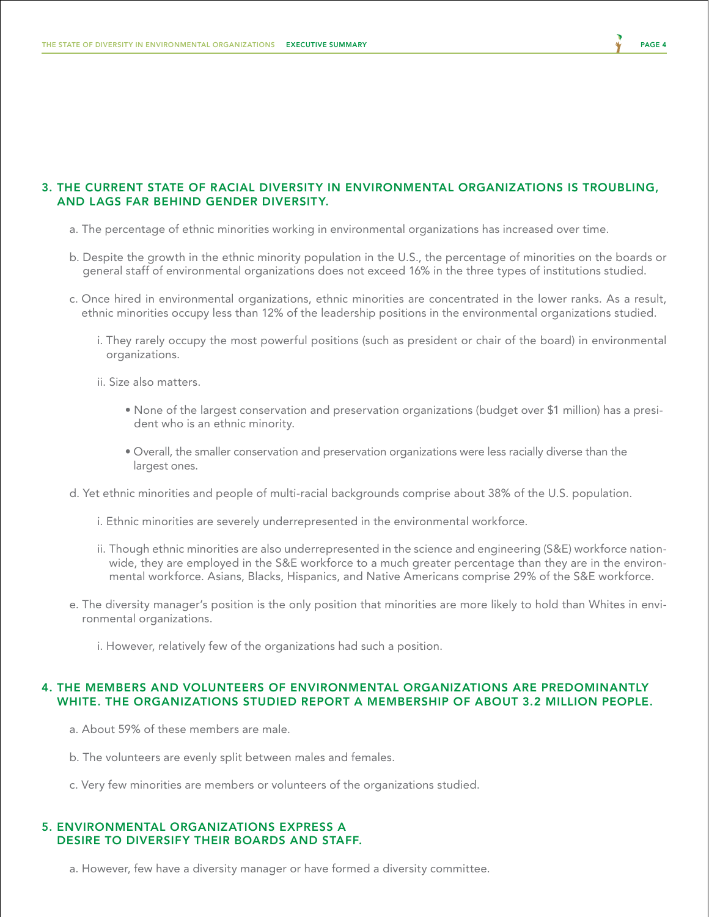## 3. THE CURRENT STATE OF RACIAL DIVERSITY IN ENVIRONMENTAL ORGANIZATIONS IS TROUBLING, AND LAGS FAR BEHIND GENDER DIVERSITY.

a. The percentage of ethnic minorities working in environmental organizations has increased over time.

b. Despite the growth in the ethnic minority population in the U.S., the percentage of minorities on the boards or general staff of environmental organizations does not exceed 16% in the three types of institutions studied.

c. Once hired in environmental organizations, ethnic minorities are concentrated in the lower ranks. As a result, ethnic minorities occupy less than 12% of the leadership positions in the environmental organizations studied.

i. They rarely occupy the most powerful positions (such as president or chair of the board) in environmental organizations.

ii. Size also matters.

- None of the largest conservation and preservation organizations (budget over $1 million) has a president who is an ethnic minority.
- Overall, the smaller conservation and preservation organizations were less racially diverse than the largest ones.

d. Yet ethnic minorities and people of multi-racial backgrounds comprise about 38% of the U.S. population.

i. Ethnic minorities are severely underrepresented in the environmental workforce.

ii. Though ethnic minorities are also underrepresented in the science and engineering (S&E) workforce nationwide, they are employed in the S&E workforce to a much greater percentage than they are in the environmental workforce. Asians, Blacks, Hispanics, and Native Americans comprise 29% of the S&E workforce.

e. The diversity manager's position is the only position that minorities are more likely to hold than Whites in environmental organizations.

i. However, relatively few of the organizations had such a position.

## 4. THE MEMBERS AND VOLUNTEERS OF ENVIRONMENTAL ORGANIZATIONS ARE PREDOMINANTLY WHITE. THE ORGANIZATIONS STUDIED REPORT A MEMBERSHIP OF ABOUT 3.2 MILLION PEOPLE.

a. About 59% of these members are male.

b. The volunteers are evenly split between males and females.

c. Very few minorities are members or volunteers of the organizations studied.

## 5. ENVIRONMENTAL ORGANIZATIONS EXPRESS A DESIRE TO DIVERSIFY THEIR BOARDS AND STAFF.

a. However, few have a diversity manager or have formed a diversity committee.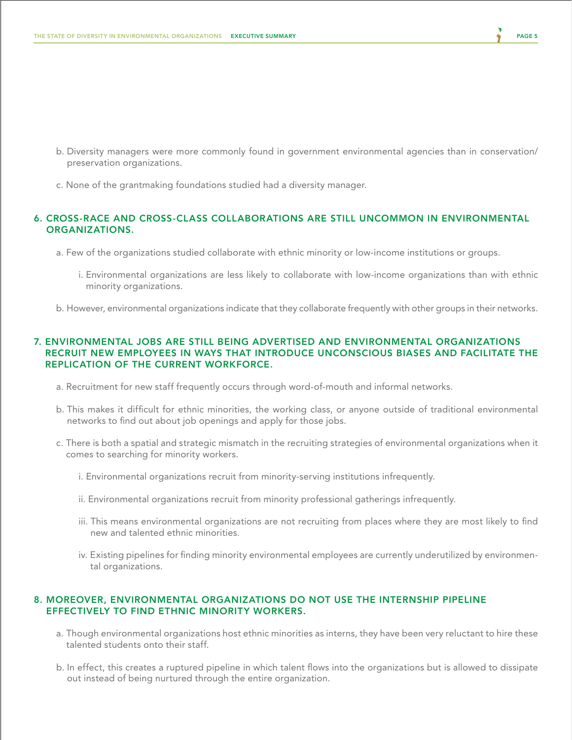b. Diversity managers were more commonly found in government environmental agencies than in conservation/preservation organizations.

c. None of the grantmaking foundations studied had a diversity manager.

## 6. CROSS-RACE AND CROSS-CLASS COLLABORATIONS ARE STILL UNCOMMON IN ENVIRONMENTAL ORGANIZATIONS.

a. Few of the organizations studied collaborate with ethnic minority or low-income institutions or groups.

   i. Environmental organizations are less likely to collaborate with low-income organizations than with ethnic minority organizations.

b. However, environmental organizations indicate that they collaborate frequently with other groups in their networks.

## 7. ENVIRONMENTAL JOBS ARE STILL BEING ADVERTISED AND ENVIRONMENTAL ORGANIZATIONS RECRUIT NEW EMPLOYEES IN WAYS THAT INTRODUCE UNCONSCIOUS BIASES AND FACILITATE THE REPLICATION OF THE CURRENT WORKFORCE.

a. Recruitment for new staff frequently occurs through word-of-mouth and informal networks.

b. This makes it difficult for ethnic minorities, the working class, or anyone outside of traditional environmental networks to find out about job openings and apply for those jobs.

c. There is both a spatial and strategic mismatch in the recruiting strategies of environmental organizations when it comes to searching for minority workers.

   i. Environmental organizations recruit from minority-serving institutions infrequently.

   ii. Environmental organizations recruit from minority professional gatherings infrequently.

   iii. This means environmental organizations are not recruiting from places where they are most likely to find new and talented ethnic minorities.

   iv. Existing pipelines for finding minority environmental employees are currently underutilized by environmental organizations.

## 8. MOREOVER, ENVIRONMENTAL ORGANIZATIONS DO NOT USE THE INTERNSHIP PIPELINE EFFECTIVELY TO FIND ETHNIC MINORITY WORKERS.

a. Though environmental organizations host ethnic minorities as interns, they have been very reluctant to hire these talented students onto their staff.

b. In effect, this creates a ruptured pipeline in which talent flows into the organizations but is allowed to dissipate out instead of being nurtured through the entire organization.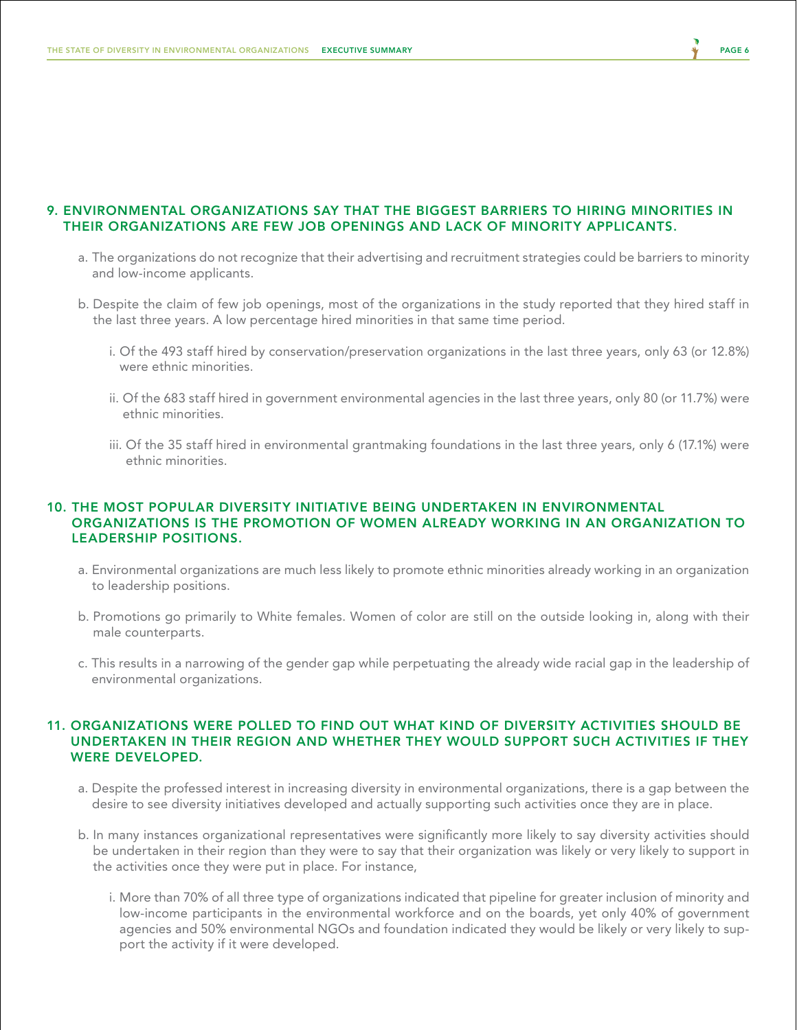### 9. ENVIRONMENTAL ORGANIZATIONS SAY THAT THE BIGGEST BARRIERS TO HIRING MINORITIES IN THEIR ORGANIZATIONS ARE FEW JOB OPENINGS AND LACK OF MINORITY APPLICANTS.

a. The organizations do not recognize that their advertising and recruitment strategies could be barriers to minority and low-income applicants.

b. Despite the claim of few job openings, most of the organizations in the study reported that they hired staff in the last three years. A low percentage hired minorities in that same time period.

   i. Of the 493 staff hired by conservation/preservation organizations in the last three years, only 63 (or 12.8%) were ethnic minorities.

   ii. Of the 683 staff hired in government environmental agencies in the last three years, only 80 (or 11.7%) were ethnic minorities.

   iii. Of the 35 staff hired in environmental grantmaking foundations in the last three years, only 6 (17.1%) were ethnic minorities.

### 10. THE MOST POPULAR DIVERSITY INITIATIVE BEING UNDERTAKEN IN ENVIRONMENTAL ORGANIZATIONS IS THE PROMOTION OF WOMEN ALREADY WORKING IN AN ORGANIZATION TO LEADERSHIP POSITIONS.

a. Environmental organizations are much less likely to promote ethnic minorities already working in an organization to leadership positions.

b. Promotions go primarily to White females. Women of color are still on the outside looking in, along with their male counterparts.

c. This results in a narrowing of the gender gap while perpetuating the already wide racial gap in the leadership of environmental organizations.

### 11. ORGANIZATIONS WERE POLLED TO FIND OUT WHAT KIND OF DIVERSITY ACTIVITIES SHOULD BE UNDERTAKEN IN THEIR REGION AND WHETHER THEY WOULD SUPPORT SUCH ACTIVITIES IF THEY WERE DEVELOPED.

a. Despite the professed interest in increasing diversity in environmental organizations, there is a gap between the desire to see diversity initiatives developed and actually supporting such activities once they are in place.

b. In many instances organizational representatives were significantly more likely to say diversity activities should be undertaken in their region than they were to say that their organization was likely or very likely to support in the activities once they were put in place. For instance,

   i. More than 70% of all three type of organizations indicated that pipeline for greater inclusion of minority and low-income participants in the environmental workforce and on the boards, yet only 40% of government agencies and 50% environmental NGOs and foundation indicated they would be likely or very likely to support the activity if it were developed.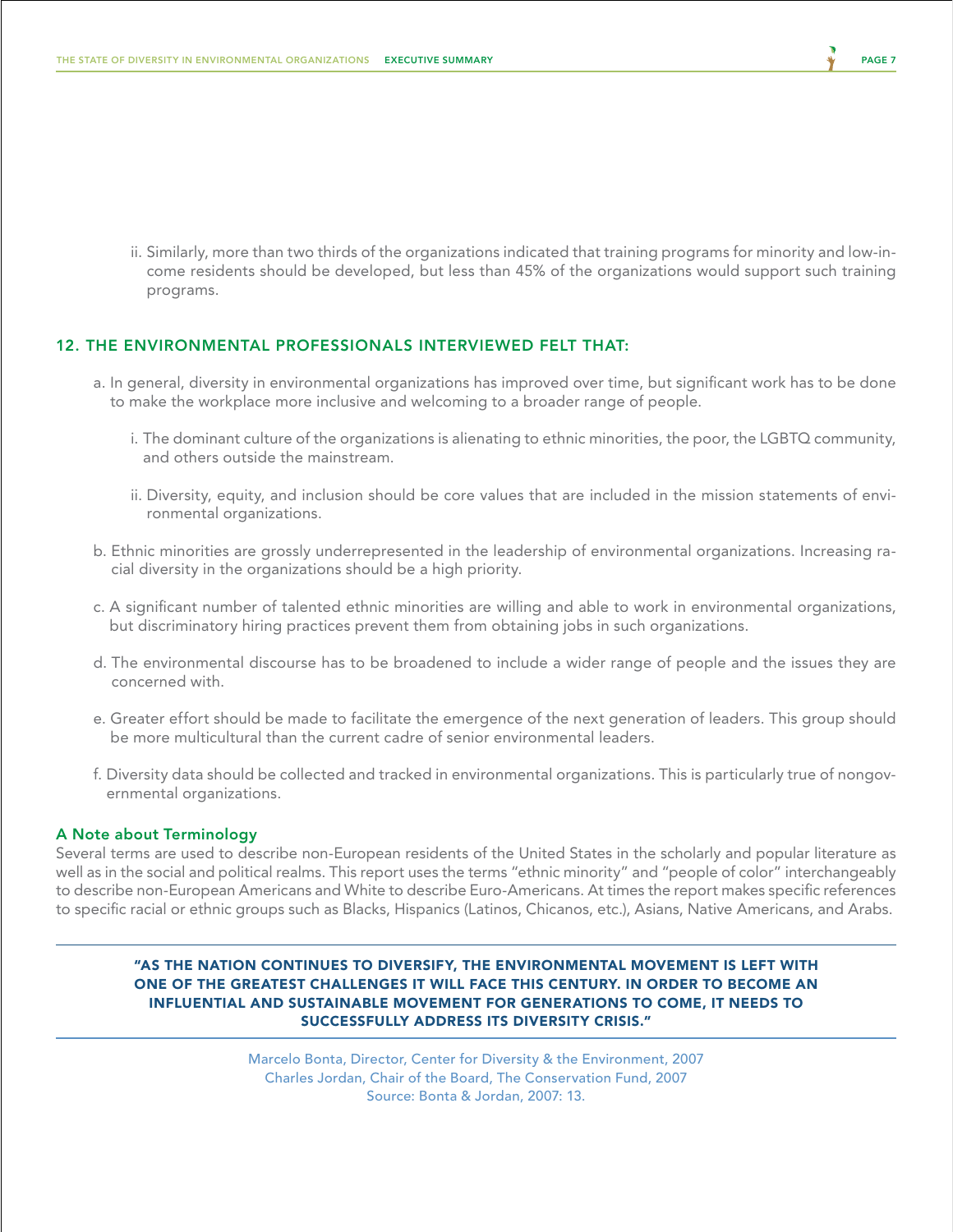ii. Similarly, more than two thirds of the organizations indicated that training programs for minority and low-income residents should be developed, but less than 45% of the organizations would support such training programs.

## 12. THE ENVIRONMENTAL PROFESSIONALS INTERVIEWED FELT THAT:

a. In general, diversity in environmental organizations has improved over time, but significant work has to be done to make the workplace more inclusive and welcoming to a broader range of people.

i. The dominant culture of the organizations is alienating to ethnic minorities, the poor, the LGBTQ community, and others outside the mainstream.

ii. Diversity, equity, and inclusion should be core values that are included in the mission statements of environmental organizations.

b. Ethnic minorities are grossly underrepresented in the leadership of environmental organizations. Increasing racial diversity in the organizations should be a high priority.

c. A significant number of talented ethnic minorities are willing and able to work in environmental organizations, but discriminatory hiring practices prevent them from obtaining jobs in such organizations.

d. The environmental discourse has to be broadened to include a wider range of people and the issues they are concerned with.

e. Greater effort should be made to facilitate the emergence of the next generation of leaders. This group should be more multicultural than the current cadre of senior environmental leaders.

f. Diversity data should be collected and tracked in environmental organizations. This is particularly true of nongovernmental organizations.

### A Note about Terminology

Several terms are used to describe non-European residents of the United States in the scholarly and popular literature as well as in the social and political realms. This report uses the terms "ethnic minority" and "people of color" interchangeably to describe non-European Americans and White to describe Euro-Americans. At times the report makes specific references to specific racial or ethnic groups such as Blacks, Hispanics (Latinos, Chicanos, etc.), Asians, Native Americans, and Arabs.

---

**"AS THE NATION CONTINUES TO DIVERSIFY, THE ENVIRONMENTAL MOVEMENT IS LEFT WITH ONE OF THE GREATEST CHALLENGES IT WILL FACE THIS CENTURY. IN ORDER TO BECOME AN INFLUENTIAL AND SUSTAINABLE MOVEMENT FOR GENERATIONS TO COME, IT NEEDS TO SUCCESSFULLY ADDRESS ITS DIVERSITY CRISIS."**

---

Marcelo Bonta, Director, Center for Diversity & the Environment, 2007
Charles Jordan, Chair of the Board, The Conservation Fund, 2007
Source: Bonta & Jordan, 2007: 13.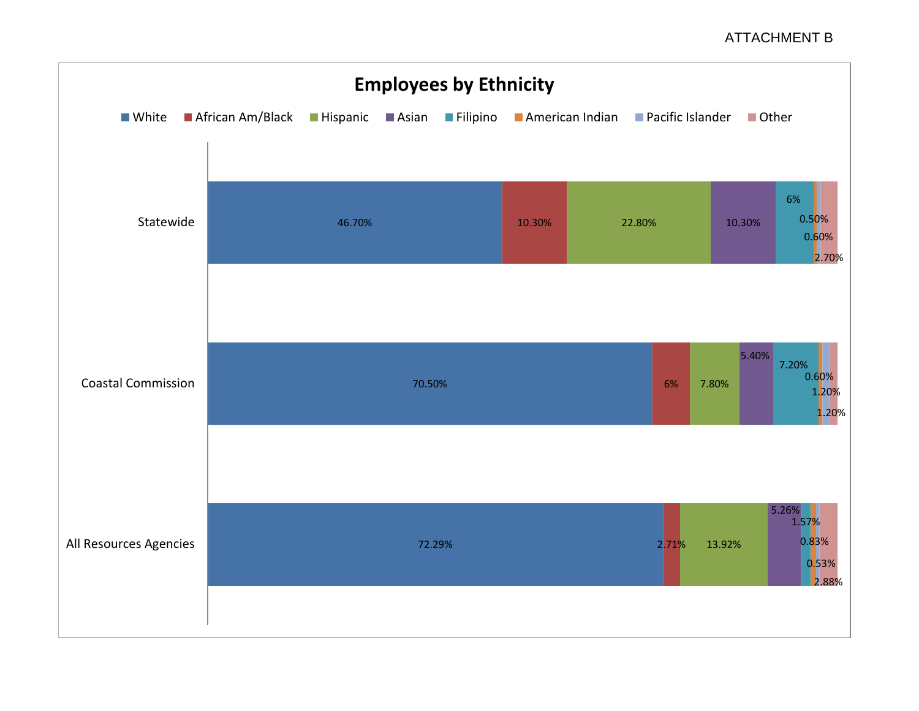ATTACHMENT B

## Employees by Ethnicity

White, African Am/Black, Hispanic, Asian, Filipino, American Indian, Pacific Islander, Other

Statewide
46.70%
10.30%
22.80%
10.30%
6%
0.50%
0.60%
2.70%

Coastal Commission
70.50%
6%
7.80%
5.40%
7.20%
0.60%
1.20%
1.20%

All Resources Agencies
72.29%
2.71%
13.92%
5.26%
1.57%
0.83%
0.53%
2.88%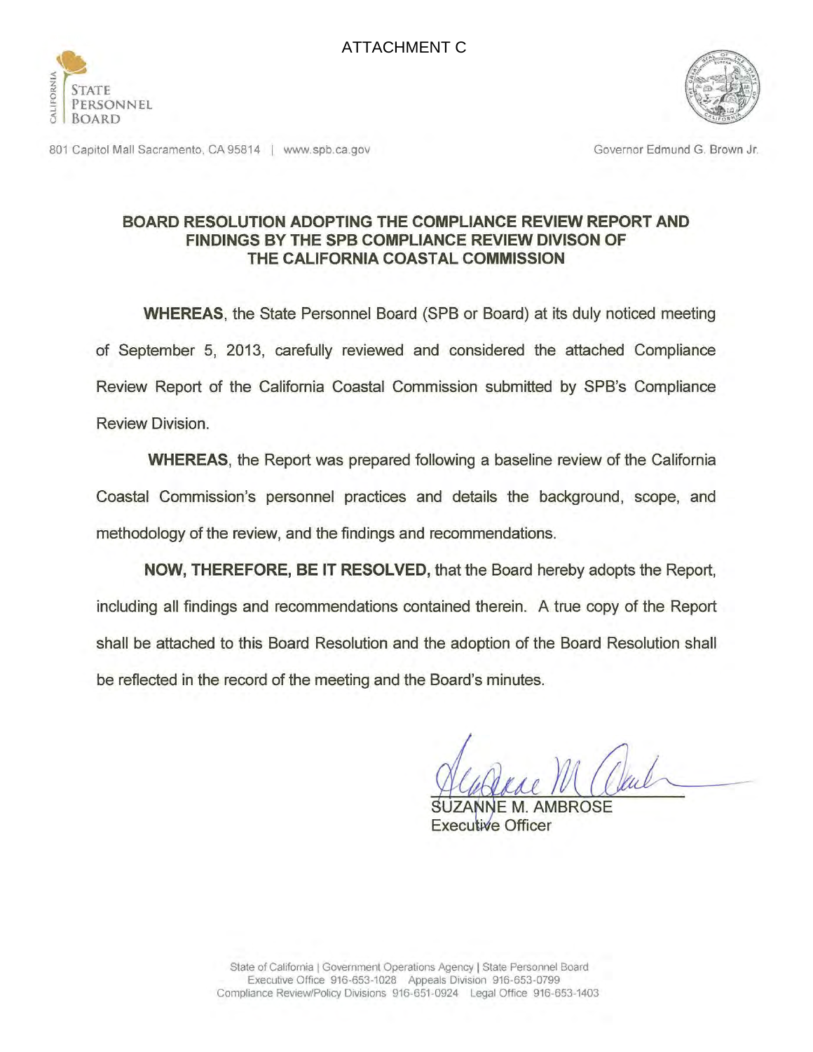ATTACHMENT C

STATE PERSONNEL BOARD

801 Capitol Mall Sacramento, CA 95814 | www.spb.ca.gov

Governor Edmund G. Brown Jr.

**BOARD RESOLUTION ADOPTING THE COMPLIANCE REVIEW REPORT AND FINDINGS BY THE SPB COMPLIANCE REVIEW DIVISON OF THE CALIFORNIA COASTAL COMMISSION**

**WHEREAS**, the State Personnel Board (SPB or Board) at its duly noticed meeting of September 5, 2013, carefully reviewed and considered the attached Compliance Review Report of the California Coastal Commission submitted by SPB's Compliance Review Division.

**WHEREAS**, the Report was prepared following a baseline review of the California Coastal Commission's personnel practices and details the background, scope, and methodology of the review, and the findings and recommendations.

**NOW, THEREFORE, BE IT RESOLVED,** that the Board hereby adopts the Report, including all findings and recommendations contained therein. A true copy of the Report shall be attached to this Board Resolution and the adoption of the Board Resolution shall be reflected in the record of the meeting and the Board's minutes.

SUZANNE M. AMBROSE
Executive Officer

State of California | Government Operations Agency | State Personnel Board
Executive Office 916-653-1028 Appeals Division 916-653-0799
Compliance Review/Policy Divisions 916-651-0924 Legal Office 916-653-1403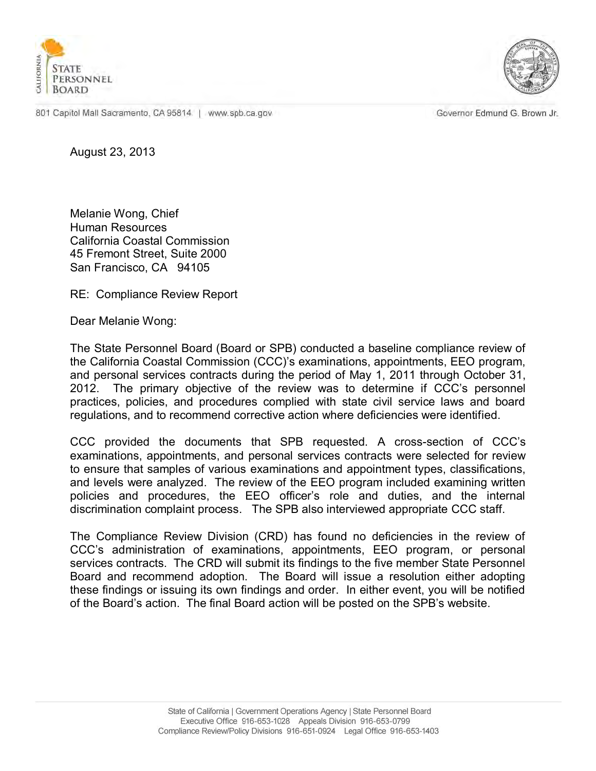STATE PERSONNEL BOARD

801 Capitol Mall Sacramento, CA 95814 | www.spb.ca.gov

Governor Edmund G. Brown Jr.

August 23, 2013

Melanie Wong, Chief
Human Resources
California Coastal Commission
45 Fremont Street, Suite 2000
San Francisco, CA 94105

RE: Compliance Review Report

Dear Melanie Wong:

The State Personnel Board (Board or SPB) conducted a baseline compliance review of the California Coastal Commission (CCC)'s examinations, appointments, EEO program, and personal services contracts during the period of May 1, 2011 through October 31, 2012. The primary objective of the review was to determine if CCC's personnel practices, policies, and procedures complied with state civil service laws and board regulations, and to recommend corrective action where deficiencies were identified.

CCC provided the documents that SPB requested. A cross-section of CCC's examinations, appointments, and personal services contracts were selected for review to ensure that samples of various examinations and appointment types, classifications, and levels were analyzed. The review of the EEO program included examining written policies and procedures, the EEO officer's role and duties, and the internal discrimination complaint process. The SPB also interviewed appropriate CCC staff.

The Compliance Review Division (CRD) has found no deficiencies in the review of CCC's administration of examinations, appointments, EEO program, or personal services contracts. The CRD will submit its findings to the five member State Personnel Board and recommend adoption. The Board will issue a resolution either adopting these findings or issuing its own findings and order. In either event, you will be notified of the Board's action. The final Board action will be posted on the SPB's website.

State of California | Government Operations Agency | State Personnel Board
Executive Office 916-653-1028 Appeals Division 916-653-0799
Compliance Review/Policy Divisions 916-651-0924 Legal Office 916-653-1403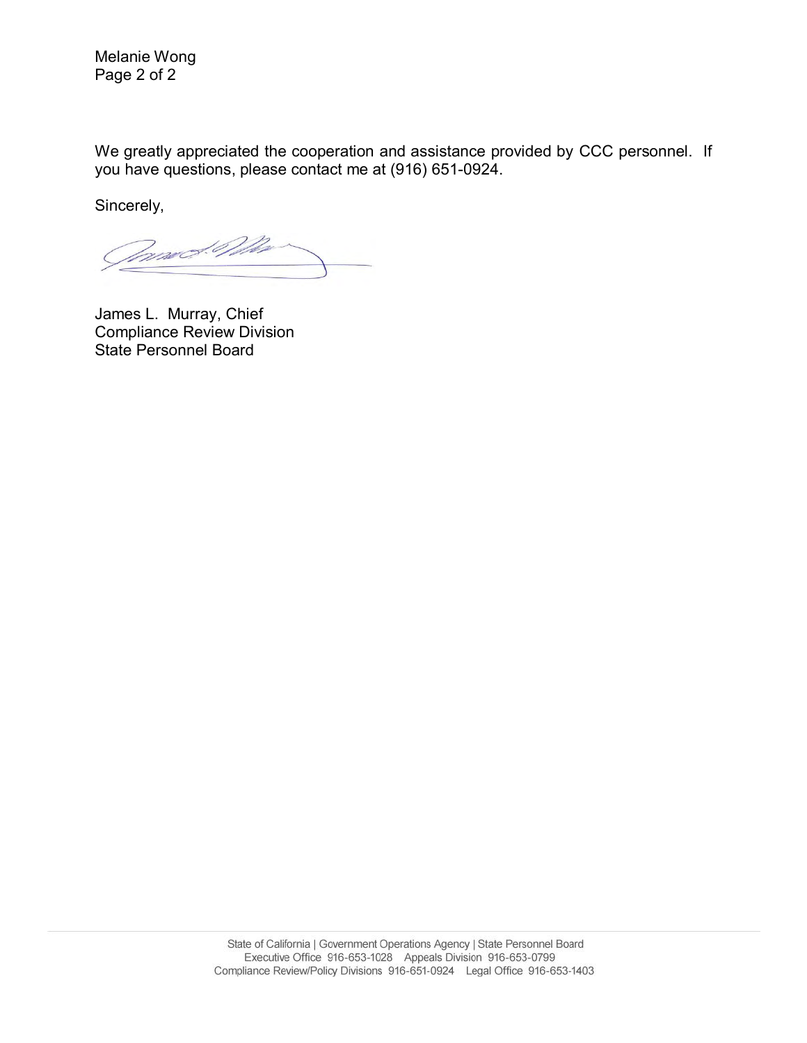We greatly appreciated the cooperation and assistance provided by CCC personnel. If you have questions, please contact me at (916) 651-0924.

Sincerely,

James L. Murray, Chief
Compliance Review Division
State Personnel Board